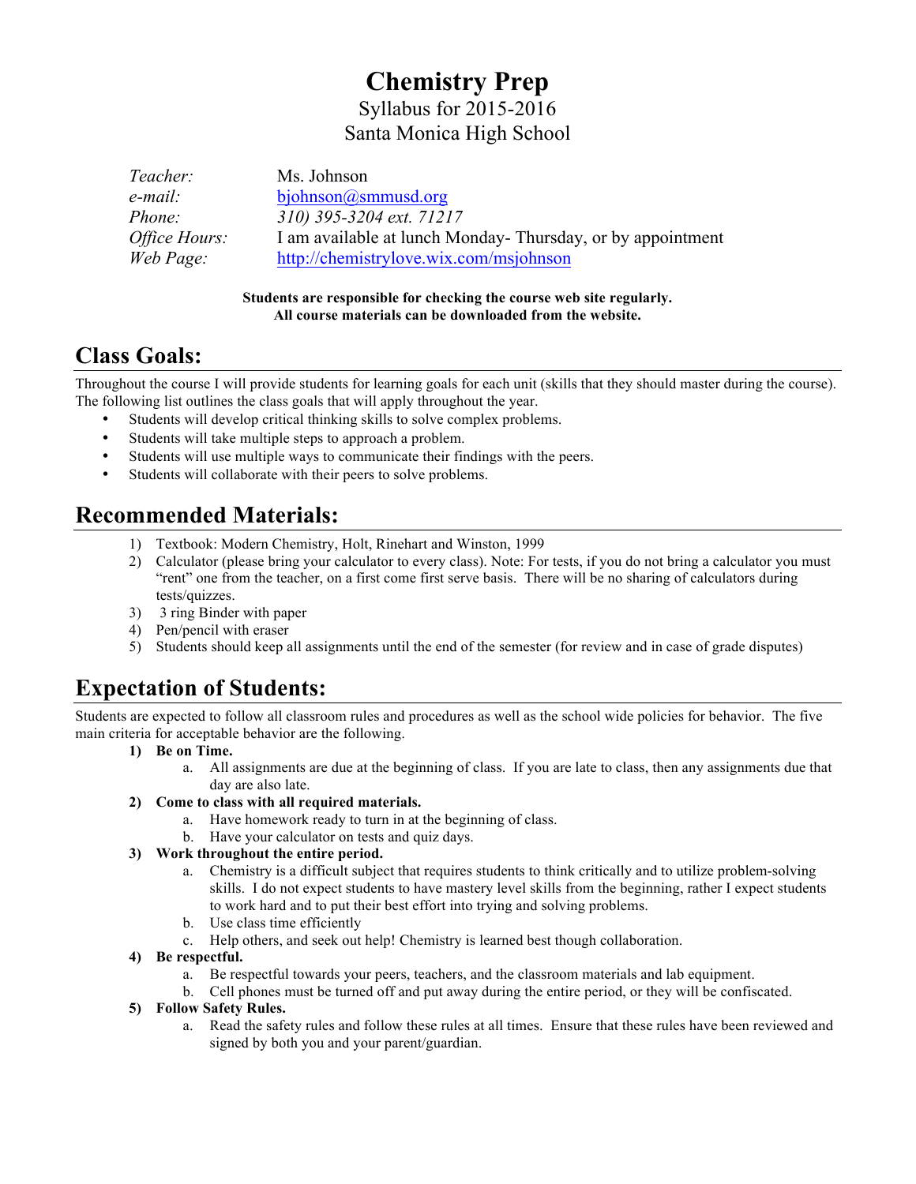# Chemistry Prep

Syllabus for 2015-2016

Santa Monica High School

| | |
|---|---|
| *Teacher:* | Ms. Johnson |
| *e-mail:* | bjohnson@smmusd.org |
| *Phone:* | *310) 395-3204 ext. 71217* |
| *Office Hours:* | I am available at lunch Monday- Thursday, or by appointment |
| *Web Page:* | http://chemistrylove.wix.com/msjohnson |

**Students are responsible for checking the course web site regularly.**
**All course materials can be downloaded from the website.**

## Class Goals:

Throughout the course I will provide students for learning goals for each unit (skills that they should master during the course). The following list outlines the class goals that will apply throughout the year.

- Students will develop critical thinking skills to solve complex problems.
- Students will take multiple steps to approach a problem.
- Students will use multiple ways to communicate their findings with the peers.
- Students will collaborate with their peers to solve problems.

## Recommended Materials:

1) Textbook: Modern Chemistry, Holt, Rinehart and Winston, 1999
2) Calculator (please bring your calculator to every class). Note: For tests, if you do not bring a calculator you must "rent" one from the teacher, on a first come first serve basis. There will be no sharing of calculators during tests/quizzes.
3) 3 ring Binder with paper
4) Pen/pencil with eraser
5) Students should keep all assignments until the end of the semester (for review and in case of grade disputes)

## Expectation of Students:

Students are expected to follow all classroom rules and procedures as well as the school wide policies for behavior. The five main criteria for acceptable behavior are the following.

1) **Be on Time.**
   a. All assignments are due at the beginning of class. If you are late to class, then any assignments due that day are also late.
2) **Come to class with all required materials.**
   a. Have homework ready to turn in at the beginning of class.
   b. Have your calculator on tests and quiz days.
3) **Work throughout the entire period.**
   a. Chemistry is a difficult subject that requires students to think critically and to utilize problem-solving skills. I do not expect students to have mastery level skills from the beginning, rather I expect students to work hard and to put their best effort into trying and solving problems.
   b. Use class time efficiently
   c. Help others, and seek out help! Chemistry is learned best though collaboration.
4) **Be respectful.**
   a. Be respectful towards your peers, teachers, and the classroom materials and lab equipment.
   b. Cell phones must be turned off and put away during the entire period, or they will be confiscated.
5) **Follow Safety Rules.**
   a. Read the safety rules and follow these rules at all times. Ensure that these rules have been reviewed and signed by both you and your parent/guardian.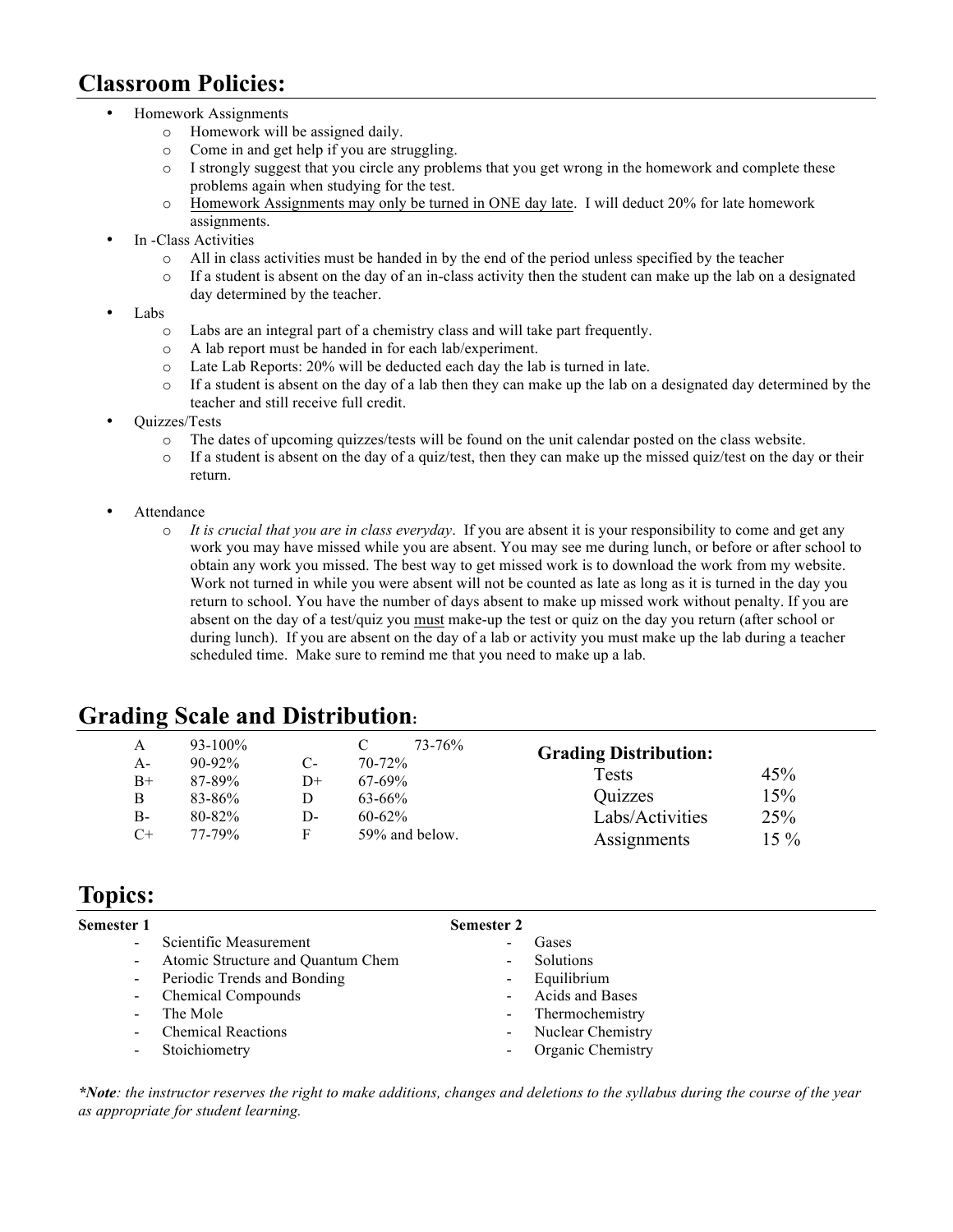## Classroom Policies:

- Homework Assignments
  - Homework will be assigned daily.
  - Come in and get help if you are struggling.
  - I strongly suggest that you circle any problems that you get wrong in the homework and complete these problems again when studying for the test.
  - <u>Homework Assignments may only be turned in ONE day late</u>. I will deduct 20% for late homework assignments.
- In -Class Activities
  - All in class activities must be handed in by the end of the period unless specified by the teacher
  - If a student is absent on the day of an in-class activity then the student can make up the lab on a designated day determined by the teacher.
- Labs
  - Labs are an integral part of a chemistry class and will take part frequently.
  - A lab report must be handed in for each lab/experiment.
  - Late Lab Reports: 20% will be deducted each day the lab is turned in late.
  - If a student is absent on the day of a lab then they can make up the lab on a designated day determined by the teacher and still receive full credit.
- Quizzes/Tests
  - The dates of upcoming quizzes/tests will be found on the unit calendar posted on the class website.
  - If a student is absent on the day of a quiz/test, then they can make up the missed quiz/test on the day or their return.
- Attendance
  - *It is crucial that you are in class everyday*. If you are absent it is your responsibility to come and get any work you may have missed while you are absent. You may see me during lunch, or before or after school to obtain any work you missed. The best way to get missed work is to download the work from my website. Work not turned in while you were absent will not be counted as late as long as it is turned in the day you return to school. You have the number of days absent to make up missed work without penalty. If you are absent on the day of a test/quiz you <u>must</u> make-up the test or quiz on the day you return (after school or during lunch). If you are absent on the day of a lab or activity you must make up the lab during a teacher scheduled time. Make sure to remind me that you need to make up a lab.

## Grading Scale and Distribution:

| Grade | Range | Grade | Range |
|---|---|---|---|
| A | 93-100% | C | 73-76% |
| A- | 90-92% | C- | 70-72% |
| B+ | 87-89% | D+ | 67-69% |
| B | 83-86% | D | 63-66% |
| B- | 80-82% | D- | 60-62% |
| C+ | 77-79% | F | 59% and below. |

**Grading Distribution:**

| Category | Weight |
|---|---|
| Tests | 45% |
| Quizzes | 15% |
| Labs/Activities | 25% |
| Assignments | 15 % |

## Topics:

**Semester 1**

- Scientific Measurement
- Atomic Structure and Quantum Chem
- Periodic Trends and Bonding
- Chemical Compounds
- The Mole
- Chemical Reactions
- Stoichiometry

**Semester 2**

- Gases
- Solutions
- Equilibrium
- Acids and Bases
- Thermochemistry
- Nuclear Chemistry
- Organic Chemistry

***Note**: the instructor reserves the right to make additions, changes and deletions to the syllabus during the course of the year as appropriate for student learning.*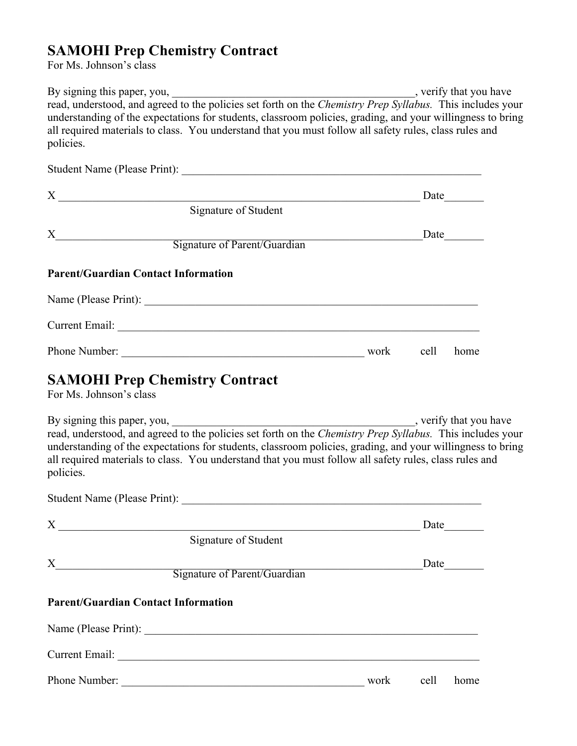# SAMOHI Prep Chemistry Contract

For Ms. Johnson's class

By signing this paper, you, ____________________________________________, verify that you have read, understood, and agreed to the policies set forth on the *Chemistry Prep Syllabus.* This includes your understanding of the expectations for students, classroom policies, grading, and your willingness to bring all required materials to class. You understand that you must follow all safety rules, class rules and policies.

Student Name (Please Print): _______________________________________________________

X _________________________________________________________________ Date_______

Signature of Student

X_________________________________________________________________ Date_______

Signature of Parent/Guardian

**Parent/Guardian Contact Information**

Name (Please Print): ____________________________________________________________

Current Email: _________________________________________________________________

Phone Number: ____________________________________________ work cell home

# SAMOHI Prep Chemistry Contract

For Ms. Johnson's class

By signing this paper, you, ____________________________________________, verify that you have read, understood, and agreed to the policies set forth on the *Chemistry Prep Syllabus.* This includes your understanding of the expectations for students, classroom policies, grading, and your willingness to bring all required materials to class. You understand that you must follow all safety rules, class rules and policies.

Student Name (Please Print): _______________________________________________________

X _________________________________________________________________ Date_______

Signature of Student

X_________________________________________________________________ Date_______

Signature of Parent/Guardian

**Parent/Guardian Contact Information**

Name (Please Print): ____________________________________________________________

Current Email: _________________________________________________________________

Phone Number: ____________________________________________ work cell home